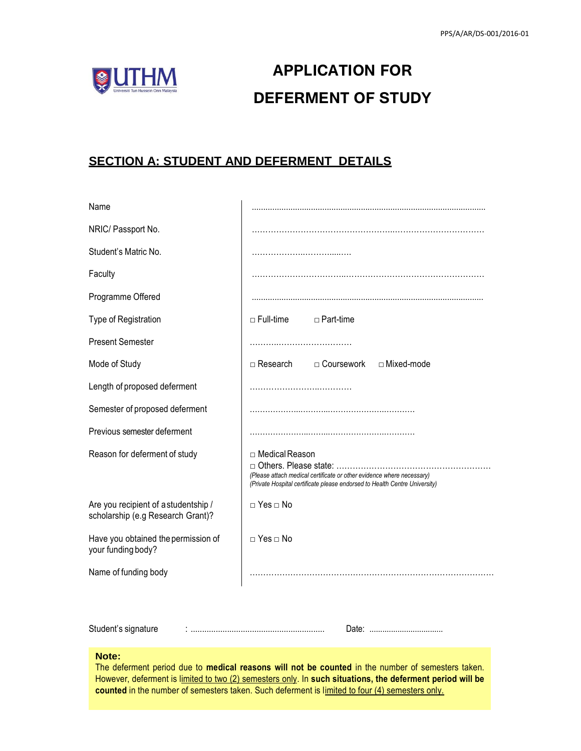PPS/A/AR/DS-001/2016-01

UTHM
Universiti Tun Hussein Onn Malaysia

# APPLICATION FOR DEFERMENT OF STUDY

## SECTION A: STUDENT AND DEFERMENT DETAILS

| | |
|---|---|
| Name | ..................................................................................................... |
| NRIC/ Passport No. | …………………………………………..………………………… |
| Student's Matric No. | ………………..……….…. |
| Faculty | ……………………………..………………………………………… |
| Programme Offered | ..................................................................................................... |
| Type of Registration | □ Full-time □ Part-time |
| Present Semester | ……….……………………… |
| Mode of Study | □ Research □ Coursework □ Mixed-mode |
| Length of proposed deferment | …………………..………… |
| Semester of proposed deferment | ……………...………...……………….……… |
| Previous semester deferment | …………………..……...………………..……… |
| Reason for deferment of study | □ Medical Reason<br>□ Others. Please state: …………………………………………………<br>*(Please attach medical certificate or other evidence where necessary)*<br>*(Private Hospital certificate please endorsed to Health Centre University)* |
| Are you recipient of a studentship / scholarship (e.g Research Grant)? | □ Yes □ No |
| Have you obtained the permission of your funding body? | □ Yes □ No |
| Name of funding body | ……………………………………………………………………………… |

Student's signature : ........................................................... Date: .................................

**Note:**
The deferment period due to **medical reasons will not be counted** in the number of semesters taken. However, deferment is limited to two (2) semesters only. In **such situations, the deferment period will be counted** in the number of semesters taken. Such deferment is limited to four (4) semesters only.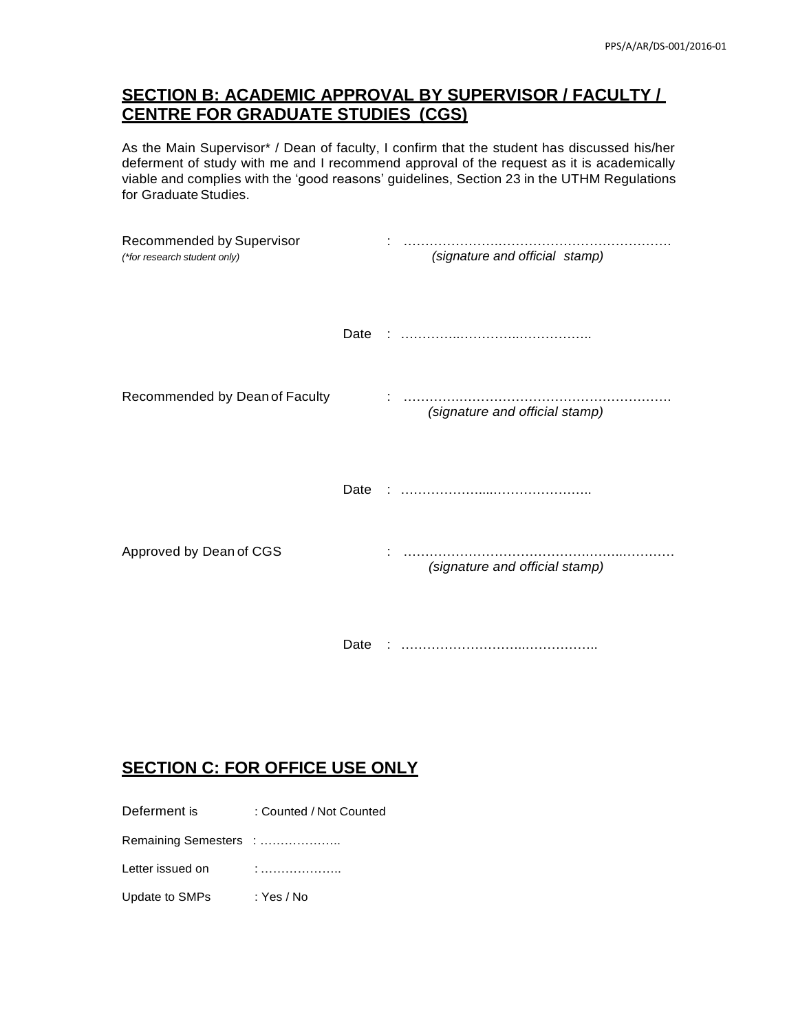## SECTION B: ACADEMIC APPROVAL BY SUPERVISOR / FACULTY / CENTRE FOR GRADUATE STUDIES (CGS)

As the Main Supervisor* / Dean of faculty, I confirm that the student has discussed his/her deferment of study with me and I recommend approval of the request as it is academically viable and complies with the 'good reasons' guidelines, Section 23 in the UTHM Regulations for Graduate Studies.

Recommended by Supervisor : ……………………………………………………………
*(*for research student only)* *(signature and official stamp)*

Date : ……………………………………………

Recommended by Dean of Faculty : ……………………………………………………………
*(signature and official stamp)*

Date : ……………………………………………

Approved by Dean of CGS : ……………………………………………………………
*(signature and official stamp)*

Date : ……………………………………………

## SECTION C: FOR OFFICE USE ONLY

Deferment is : Counted / Not Counted

Remaining Semesters : ………………..

Letter issued on : ………………..

Update to SMPs : Yes / No